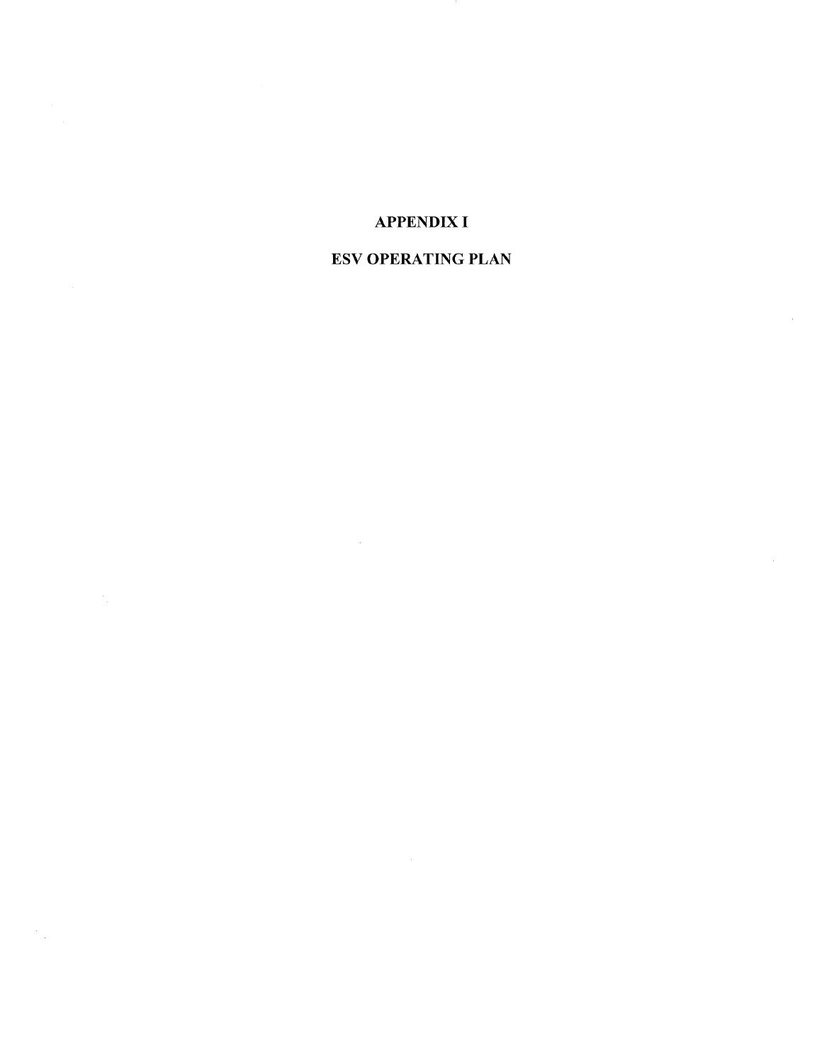# APPENDIX I

# ESV OPERATING PLAN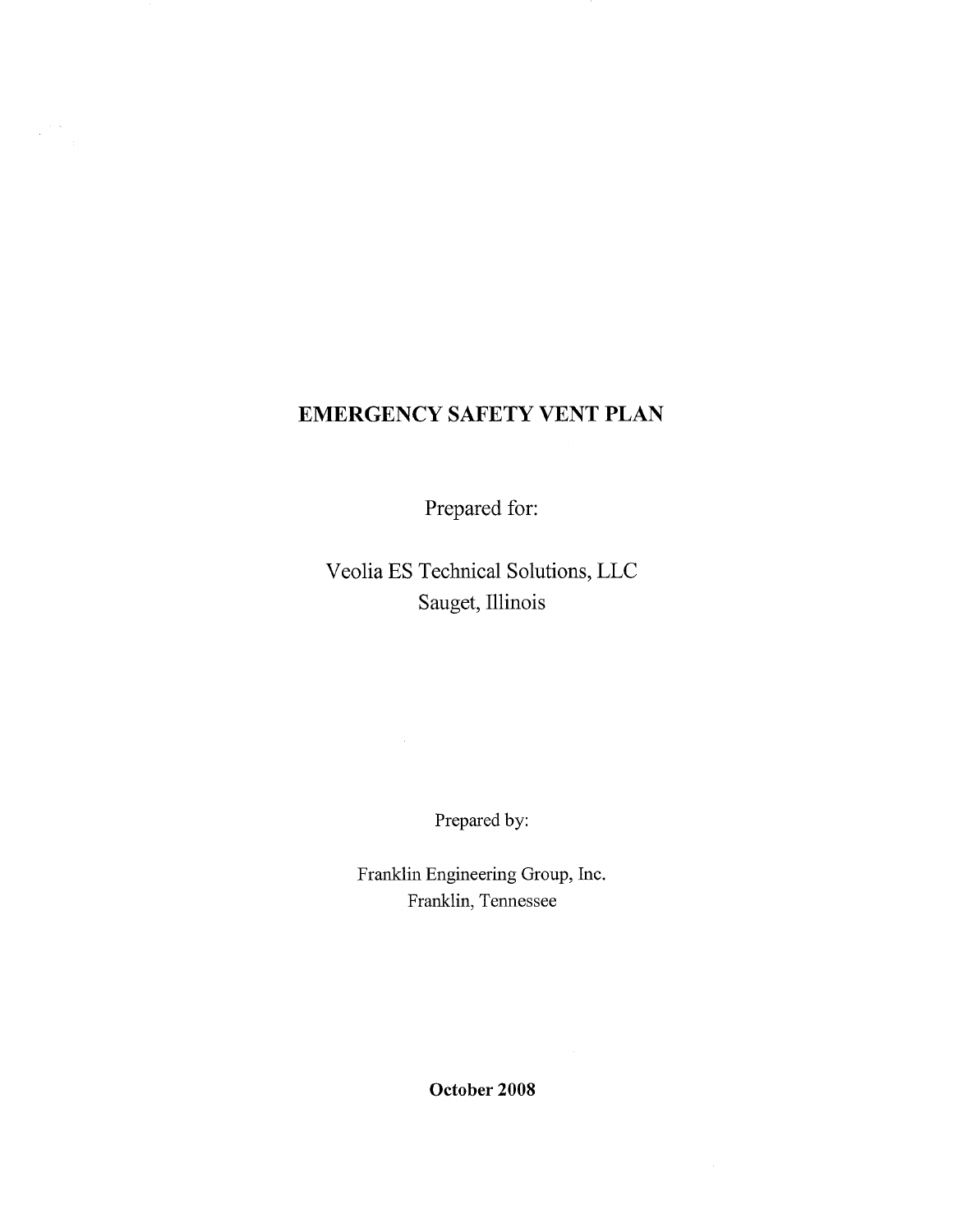# EMERGENCY SAFETY VENT PLAN

Prepared for:

Veolia ES Technical Solutions, LLC
Sauget, Illinois

Prepared by:

Franklin Engineering Group, Inc.
Franklin, Tennessee

**October 2008**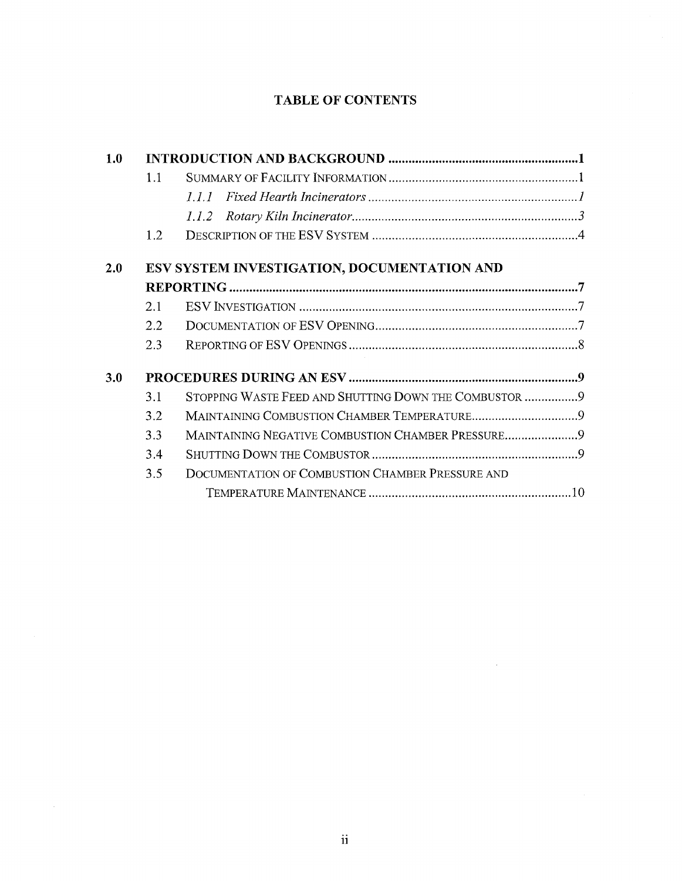# TABLE OF CONTENTS

**1.0 INTRODUCTION AND BACKGROUND** .......... **1**

- 1.1 SUMMARY OF FACILITY INFORMATION .......... 1
  - *1.1.1 Fixed Hearth Incinerators* .......... *1*
  - *1.1.2 Rotary Kiln Incinerator* .......... *3*
- 1.2 DESCRIPTION OF THE ESV SYSTEM .......... 4

**2.0 ESV SYSTEM INVESTIGATION, DOCUMENTATION AND REPORTING** .......... **7**

- 2.1 ESV INVESTIGATION .......... 7
- 2.2 DOCUMENTATION OF ESV OPENING .......... 7
- 2.3 REPORTING OF ESV OPENINGS .......... 8

**3.0 PROCEDURES DURING AN ESV** .......... **9**

- 3.1 STOPPING WASTE FEED AND SHUTTING DOWN THE COMBUSTOR .......... 9
- 3.2 MAINTAINING COMBUSTION CHAMBER TEMPERATURE .......... 9
- 3.3 MAINTAINING NEGATIVE COMBUSTION CHAMBER PRESSURE .......... 9
- 3.4 SHUTTING DOWN THE COMBUSTOR .......... 9
- 3.5 DOCUMENTATION OF COMBUSTION CHAMBER PRESSURE AND TEMPERATURE MAINTENANCE .......... 10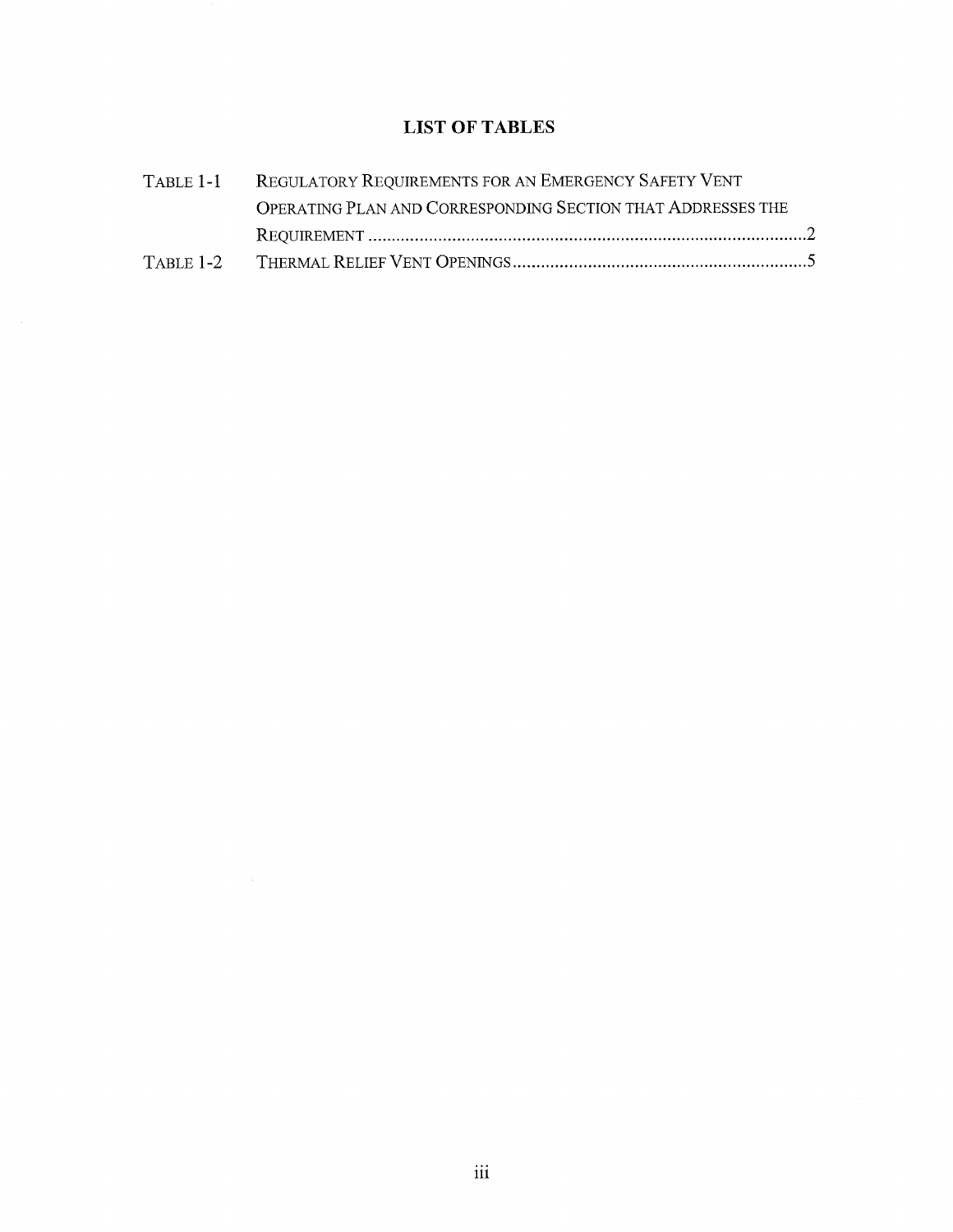# LIST OF TABLES

TABLE 1-1 REGULATORY REQUIREMENTS FOR AN EMERGENCY SAFETY VENT OPERATING PLAN AND CORRESPONDING SECTION THAT ADDRESSES THE REQUIREMENT ....................................................................2

TABLE 1-2 THERMAL RELIEF VENT OPENINGS ....................................................................5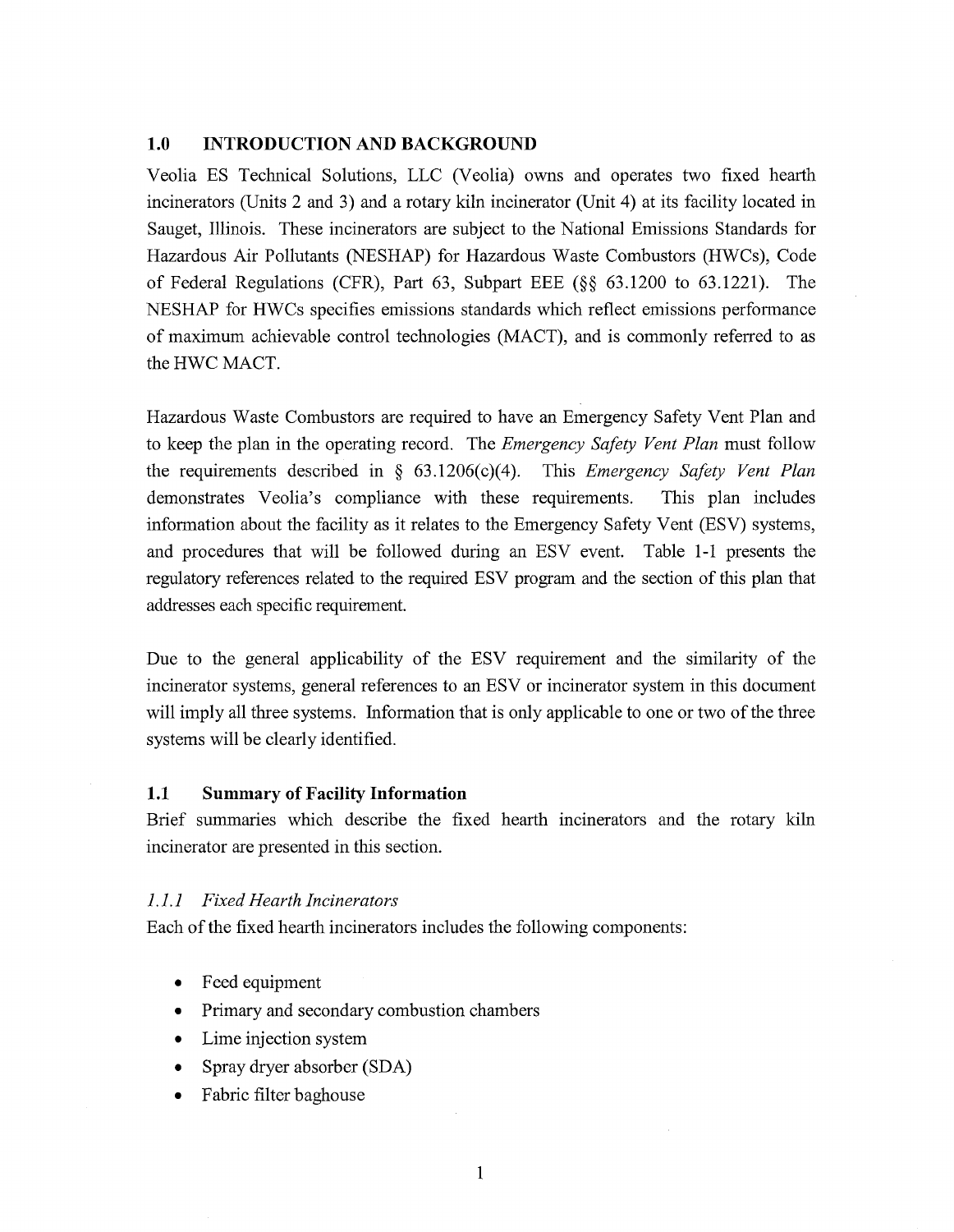## 1.0 INTRODUCTION AND BACKGROUND

Veolia ES Technical Solutions, LLC (Veolia) owns and operates two fixed hearth incinerators (Units 2 and 3) and a rotary kiln incinerator (Unit 4) at its facility located in Sauget, Illinois. These incinerators are subject to the National Emissions Standards for Hazardous Air Pollutants (NESHAP) for Hazardous Waste Combustors (HWCs), Code of Federal Regulations (CFR), Part 63, Subpart EEE (§§ 63.1200 to 63.1221). The NESHAP for HWCs specifies emissions standards which reflect emissions performance of maximum achievable control technologies (MACT), and is commonly referred to as the HWC MACT.

Hazardous Waste Combustors are required to have an Emergency Safety Vent Plan and to keep the plan in the operating record. The *Emergency Safety Vent Plan* must follow the requirements described in § 63.1206(c)(4). This *Emergency Safety Vent Plan* demonstrates Veolia's compliance with these requirements. This plan includes information about the facility as it relates to the Emergency Safety Vent (ESV) systems, and procedures that will be followed during an ESV event. Table 1-1 presents the regulatory references related to the required ESV program and the section of this plan that addresses each specific requirement.

Due to the general applicability of the ESV requirement and the similarity of the incinerator systems, general references to an ESV or incinerator system in this document will imply all three systems. Information that is only applicable to one or two of the three systems will be clearly identified.

### 1.1 Summary of Facility Information

Brief summaries which describe the fixed hearth incinerators and the rotary kiln incinerator are presented in this section.

#### *1.1.1 Fixed Hearth Incinerators*

Each of the fixed hearth incinerators includes the following components:

- Feed equipment
- Primary and secondary combustion chambers
- Lime injection system
- Spray dryer absorber (SDA)
- Fabric filter baghouse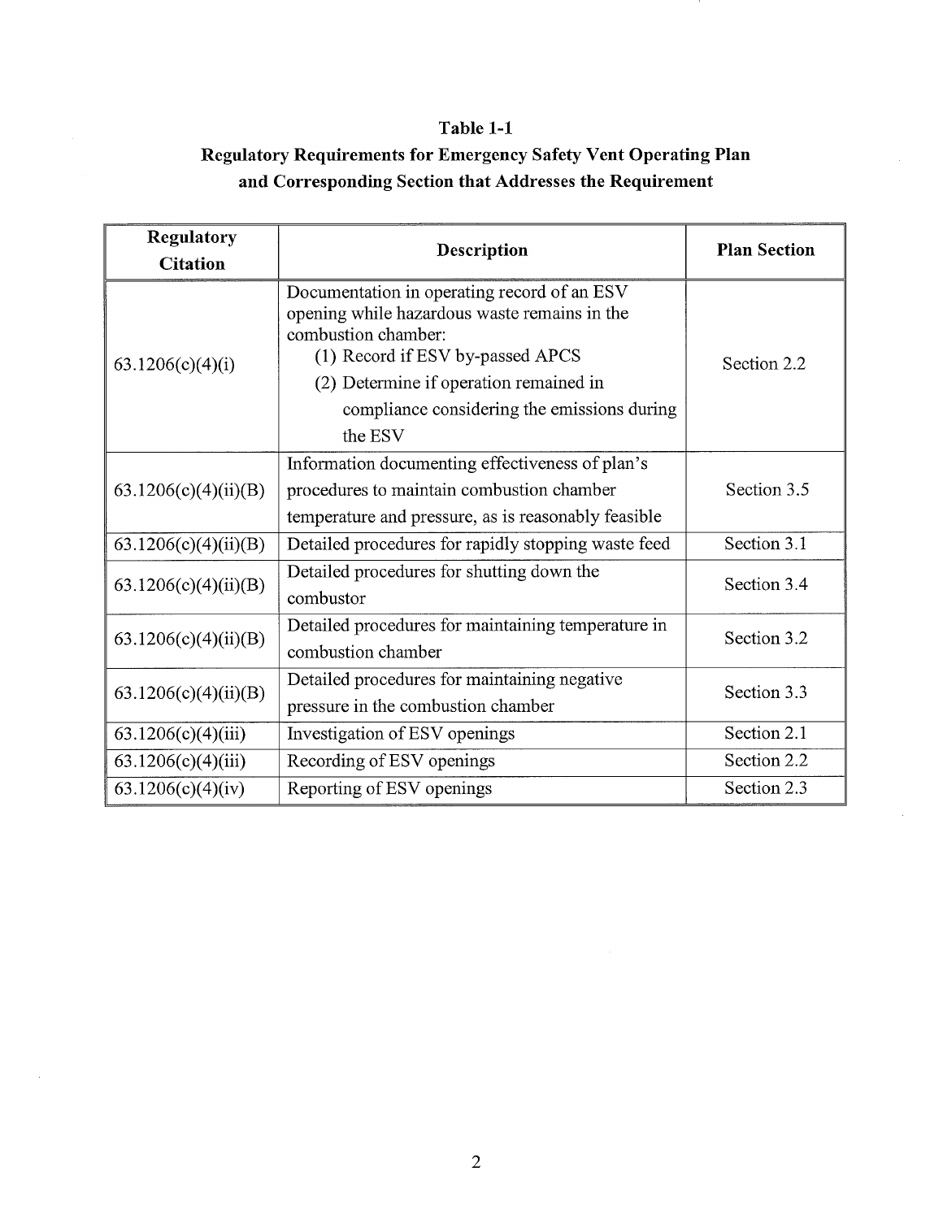**Table 1-1**

**Regulatory Requirements for Emergency Safety Vent Operating Plan and Corresponding Section that Addresses the Requirement**

| Regulatory Citation | Description | Plan Section |
|---|---|---|
| 63.1206(c)(4)(i) | Documentation in operating record of an ESV opening while hazardous waste remains in the combustion chamber:<br>(1) Record if ESV by-passed APCS<br>(2) Determine if operation remained in compliance considering the emissions during the ESV | Section 2.2 |
| 63.1206(c)(4)(ii)(B) | Information documenting effectiveness of plan's procedures to maintain combustion chamber temperature and pressure, as is reasonably feasible | Section 3.5 |
| 63.1206(c)(4)(ii)(B) | Detailed procedures for rapidly stopping waste feed | Section 3.1 |
| 63.1206(c)(4)(ii)(B) | Detailed procedures for shutting down the combustor | Section 3.4 |
| 63.1206(c)(4)(ii)(B) | Detailed procedures for maintaining temperature in combustion chamber | Section 3.2 |
| 63.1206(c)(4)(ii)(B) | Detailed procedures for maintaining negative pressure in the combustion chamber | Section 3.3 |
| 63.1206(c)(4)(iii) | Investigation of ESV openings | Section 2.1 |
| 63.1206(c)(4)(iii) | Recording of ESV openings | Section 2.2 |
| 63.1206(c)(4)(iv) | Reporting of ESV openings | Section 2.3 |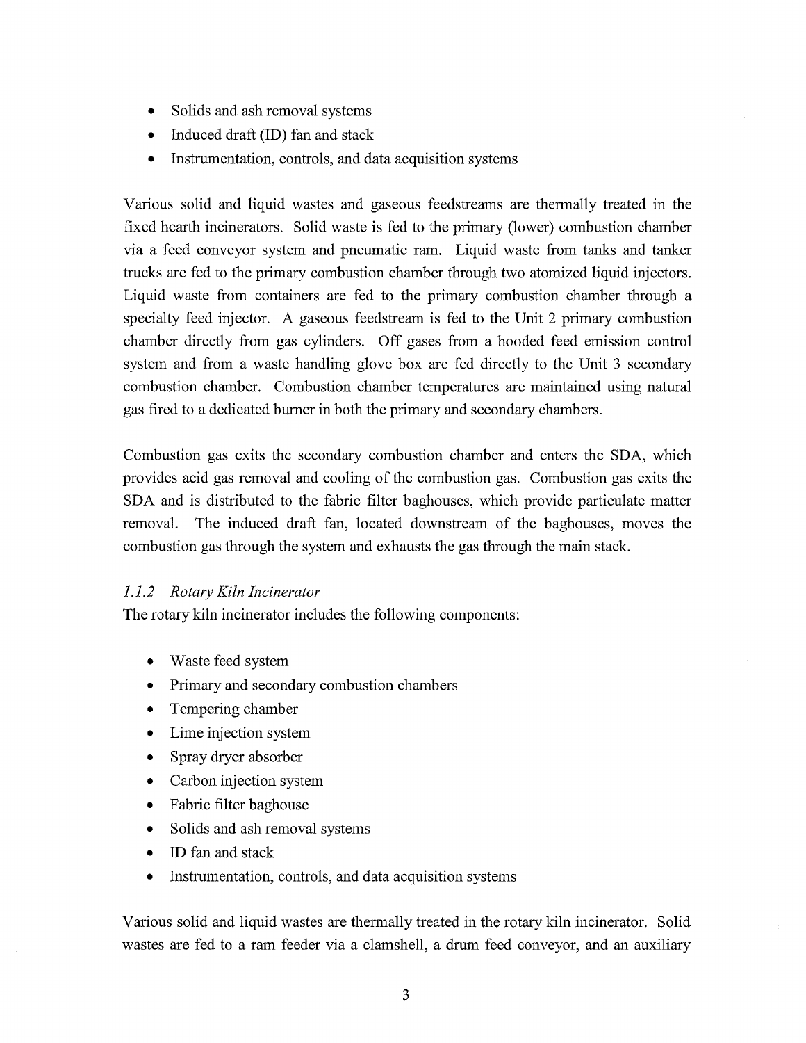- Solids and ash removal systems
- Induced draft (ID) fan and stack
- Instrumentation, controls, and data acquisition systems

Various solid and liquid wastes and gaseous feedstreams are thermally treated in the fixed hearth incinerators. Solid waste is fed to the primary (lower) combustion chamber via a feed conveyor system and pneumatic ram. Liquid waste from tanks and tanker trucks are fed to the primary combustion chamber through two atomized liquid injectors. Liquid waste from containers are fed to the primary combustion chamber through a specialty feed injector. A gaseous feedstream is fed to the Unit 2 primary combustion chamber directly from gas cylinders. Off gases from a hooded feed emission control system and from a waste handling glove box are fed directly to the Unit 3 secondary combustion chamber. Combustion chamber temperatures are maintained using natural gas fired to a dedicated burner in both the primary and secondary chambers.

Combustion gas exits the secondary combustion chamber and enters the SDA, which provides acid gas removal and cooling of the combustion gas. Combustion gas exits the SDA and is distributed to the fabric filter baghouses, which provide particulate matter removal. The induced draft fan, located downstream of the baghouses, moves the combustion gas through the system and exhausts the gas through the main stack.

### *1.1.2 Rotary Kiln Incinerator*

The rotary kiln incinerator includes the following components:

- Waste feed system
- Primary and secondary combustion chambers
- Tempering chamber
- Lime injection system
- Spray dryer absorber
- Carbon injection system
- Fabric filter baghouse
- Solids and ash removal systems
- ID fan and stack
- Instrumentation, controls, and data acquisition systems

Various solid and liquid wastes are thermally treated in the rotary kiln incinerator. Solid wastes are fed to a ram feeder via a clamshell, a drum feed conveyor, and an auxiliary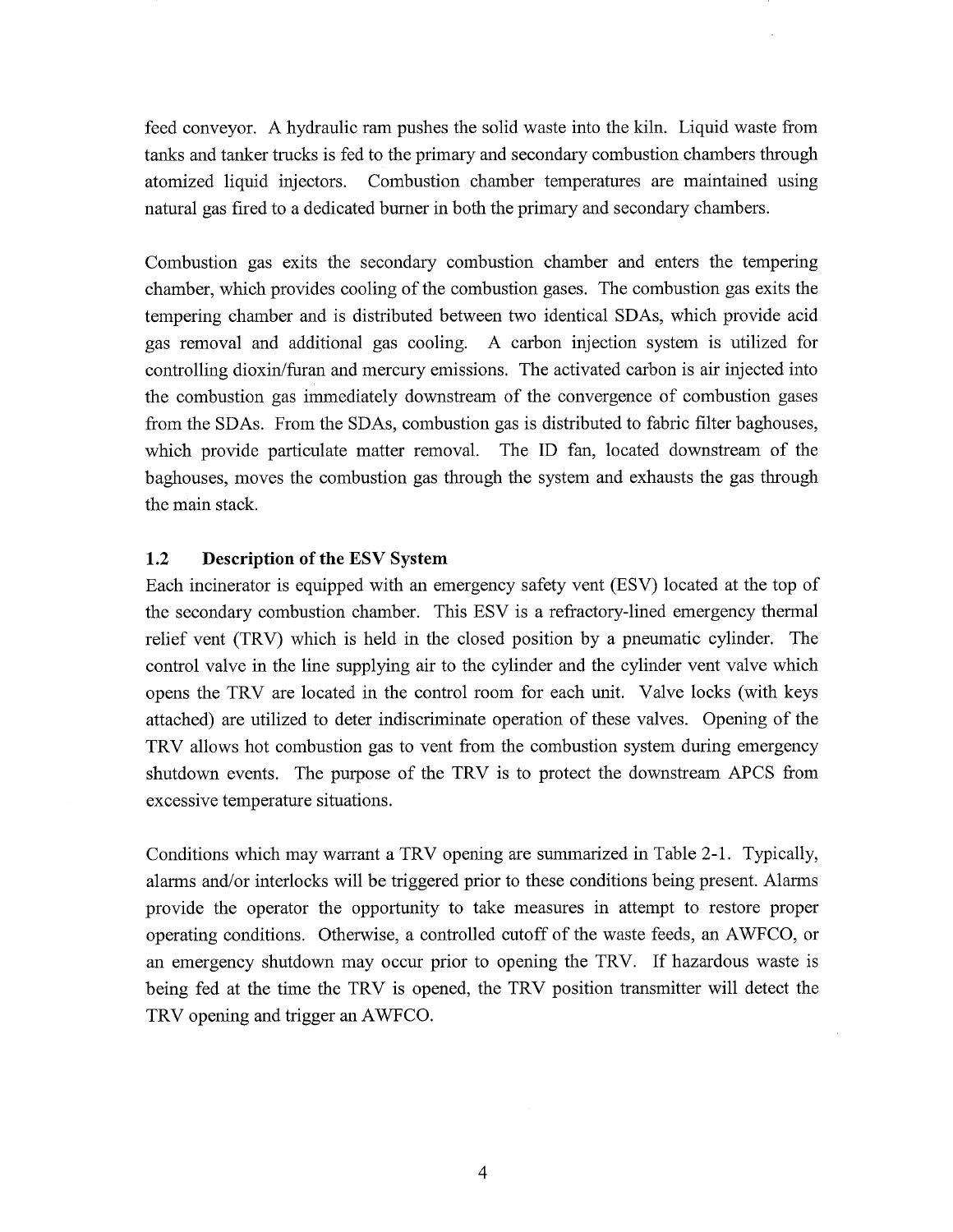feed conveyor. A hydraulic ram pushes the solid waste into the kiln. Liquid waste from tanks and tanker trucks is fed to the primary and secondary combustion chambers through atomized liquid injectors. Combustion chamber temperatures are maintained using natural gas fired to a dedicated burner in both the primary and secondary chambers.

Combustion gas exits the secondary combustion chamber and enters the tempering chamber, which provides cooling of the combustion gases. The combustion gas exits the tempering chamber and is distributed between two identical SDAs, which provide acid gas removal and additional gas cooling. A carbon injection system is utilized for controlling dioxin/furan and mercury emissions. The activated carbon is air injected into the combustion gas immediately downstream of the convergence of combustion gases from the SDAs. From the SDAs, combustion gas is distributed to fabric filter baghouses, which provide particulate matter removal. The ID fan, located downstream of the baghouses, moves the combustion gas through the system and exhausts the gas through the main stack.

### 1.2 Description of the ESV System

Each incinerator is equipped with an emergency safety vent (ESV) located at the top of the secondary combustion chamber. This ESV is a refractory-lined emergency thermal relief vent (TRV) which is held in the closed position by a pneumatic cylinder. The control valve in the line supplying air to the cylinder and the cylinder vent valve which opens the TRV are located in the control room for each unit. Valve locks (with keys attached) are utilized to deter indiscriminate operation of these valves. Opening of the TRV allows hot combustion gas to vent from the combustion system during emergency shutdown events. The purpose of the TRV is to protect the downstream APCS from excessive temperature situations.

Conditions which may warrant a TRV opening are summarized in Table 2-1. Typically, alarms and/or interlocks will be triggered prior to these conditions being present. Alarms provide the operator the opportunity to take measures in attempt to restore proper operating conditions. Otherwise, a controlled cutoff of the waste feeds, an AWFCO, or an emergency shutdown may occur prior to opening the TRV. If hazardous waste is being fed at the time the TRV is opened, the TRV position transmitter will detect the TRV opening and trigger an AWFCO.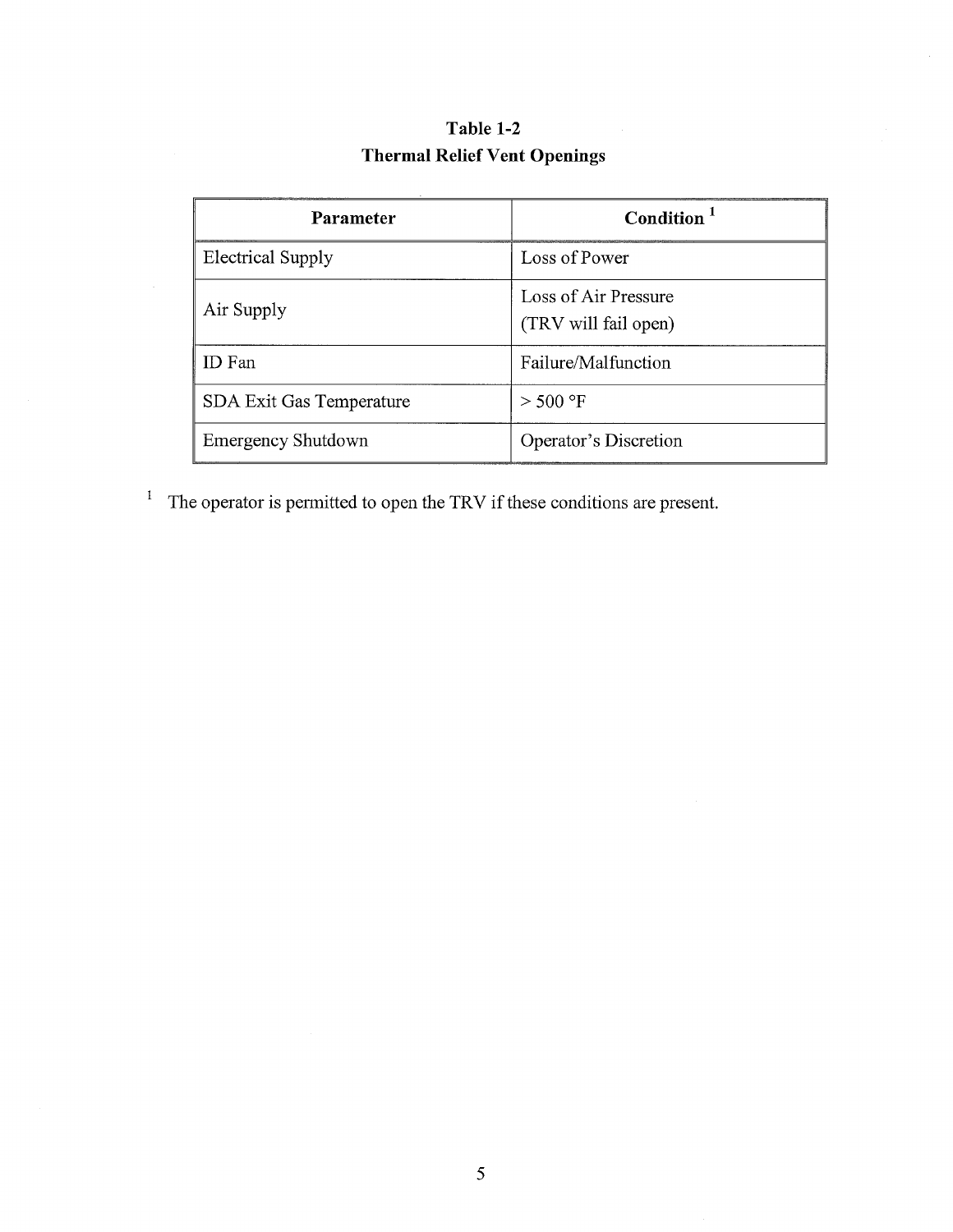**Table 1-2**
**Thermal Relief Vent Openings**

| Parameter | Condition [1] |
|---|---|
| Electrical Supply | Loss of Power |
| Air Supply | Loss of Air Pressure (TRV will fail open) |
| ID Fan | Failure/Malfunction |
| SDA Exit Gas Temperature | > 500 °F |
| Emergency Shutdown | Operator's Discretion |

[1] The operator is permitted to open the TRV if these conditions are present.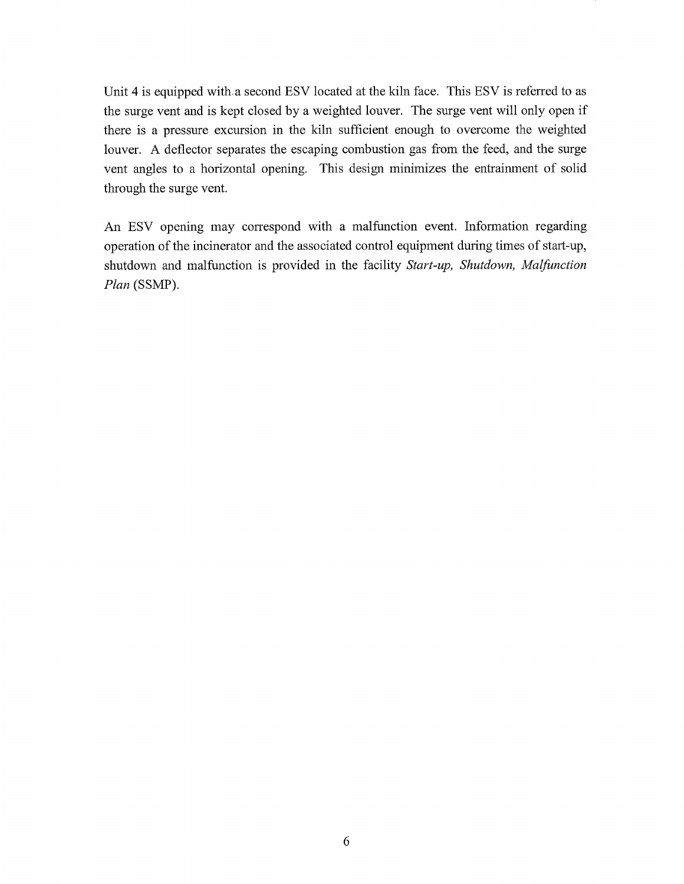Unit 4 is equipped with a second ESV located at the kiln face. This ESV is referred to as the surge vent and is kept closed by a weighted louver. The surge vent will only open if there is a pressure excursion in the kiln sufficient enough to overcome the weighted louver. A deflector separates the escaping combustion gas from the feed, and the surge vent angles to a horizontal opening. This design minimizes the entrainment of solid through the surge vent.

An ESV opening may correspond with a malfunction event. Information regarding operation of the incinerator and the associated control equipment during times of start-up, shutdown and malfunction is provided in the facility *Start-up, Shutdown, Malfunction Plan* (SSMP).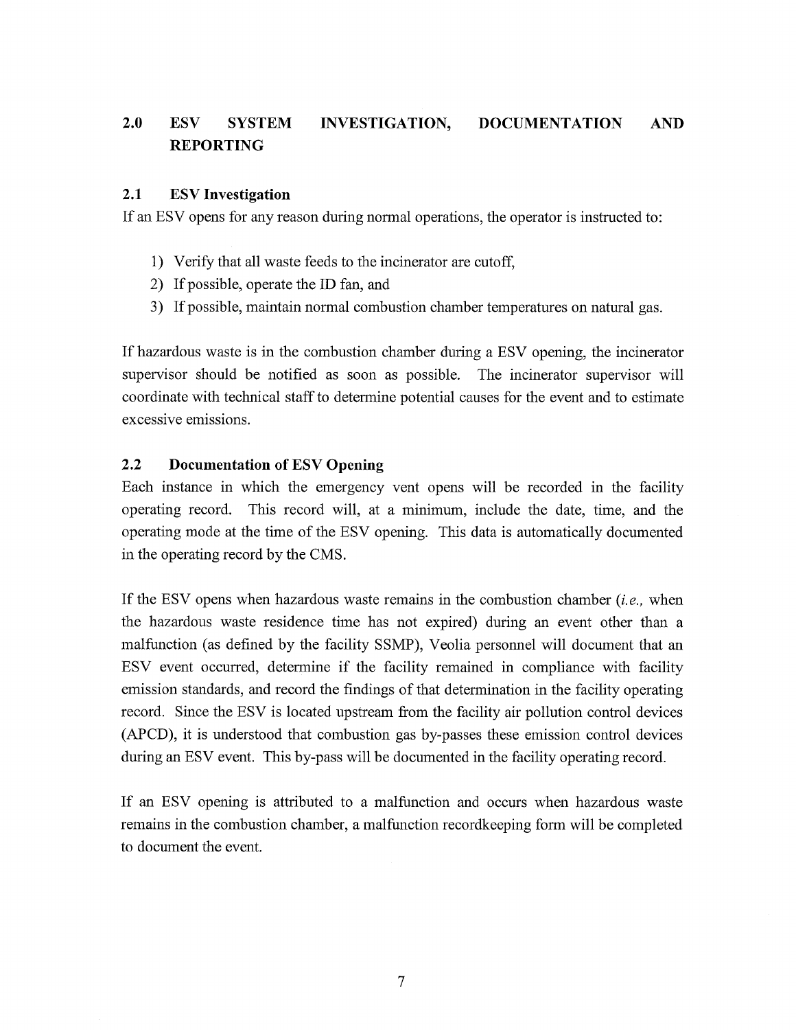## 2.0 ESV SYSTEM INVESTIGATION, DOCUMENTATION AND REPORTING

### 2.1 ESV Investigation

If an ESV opens for any reason during normal operations, the operator is instructed to:

1) Verify that all waste feeds to the incinerator are cutoff,
2) If possible, operate the ID fan, and
3) If possible, maintain normal combustion chamber temperatures on natural gas.

If hazardous waste is in the combustion chamber during a ESV opening, the incinerator supervisor should be notified as soon as possible. The incinerator supervisor will coordinate with technical staff to determine potential causes for the event and to estimate excessive emissions.

### 2.2 Documentation of ESV Opening

Each instance in which the emergency vent opens will be recorded in the facility operating record. This record will, at a minimum, include the date, time, and the operating mode at the time of the ESV opening. This data is automatically documented in the operating record by the CMS.

If the ESV opens when hazardous waste remains in the combustion chamber (*i.e.,* when the hazardous waste residence time has not expired) during an event other than a malfunction (as defined by the facility SSMP), Veolia personnel will document that an ESV event occurred, determine if the facility remained in compliance with facility emission standards, and record the findings of that determination in the facility operating record. Since the ESV is located upstream from the facility air pollution control devices (APCD), it is understood that combustion gas by-passes these emission control devices during an ESV event. This by-pass will be documented in the facility operating record.

If an ESV opening is attributed to a malfunction and occurs when hazardous waste remains in the combustion chamber, a malfunction recordkeeping form will be completed to document the event.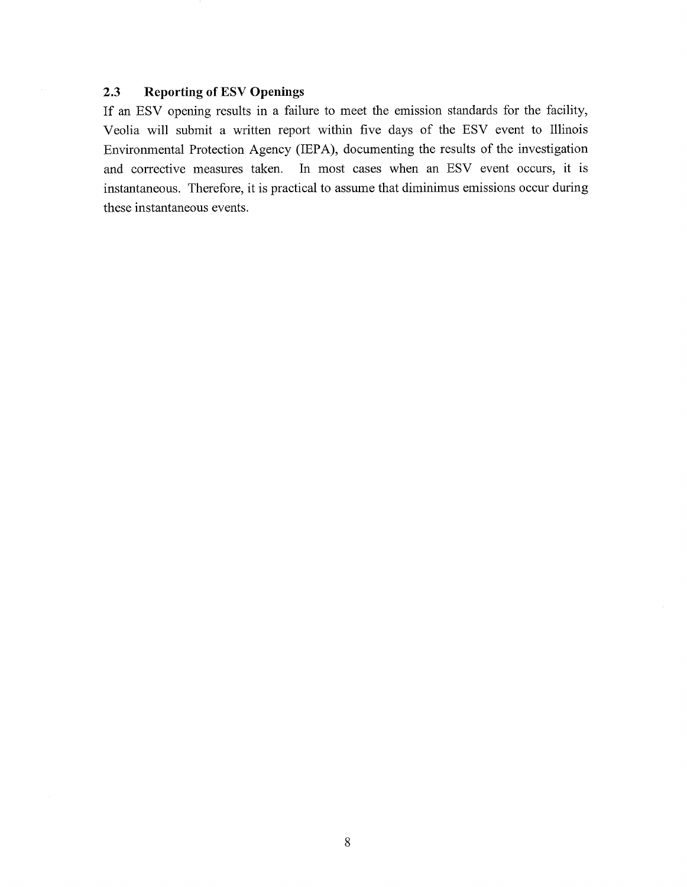### 2.3 Reporting of ESV Openings

If an ESV opening results in a failure to meet the emission standards for the facility, Veolia will submit a written report within five days of the ESV event to Illinois Environmental Protection Agency (IEPA), documenting the results of the investigation and corrective measures taken. In most cases when an ESV event occurs, it is instantaneous. Therefore, it is practical to assume that diminimus emissions occur during these instantaneous events.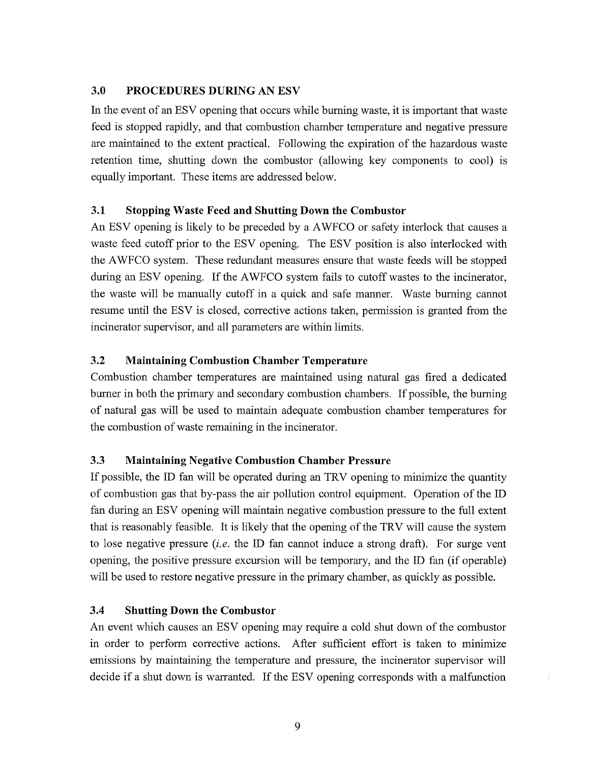## 3.0 PROCEDURES DURING AN ESV

In the event of an ESV opening that occurs while burning waste, it is important that waste feed is stopped rapidly, and that combustion chamber temperature and negative pressure are maintained to the extent practical. Following the expiration of the hazardous waste retention time, shutting down the combustor (allowing key components to cool) is equally important. These items are addressed below.

### 3.1 Stopping Waste Feed and Shutting Down the Combustor

An ESV opening is likely to be preceded by a AWFCO or safety interlock that causes a waste feed cutoff prior to the ESV opening. The ESV position is also interlocked with the AWFCO system. These redundant measures ensure that waste feeds will be stopped during an ESV opening. If the AWFCO system fails to cutoff wastes to the incinerator, the waste will be manually cutoff in a quick and safe manner. Waste burning cannot resume until the ESV is closed, corrective actions taken, permission is granted from the incinerator supervisor, and all parameters are within limits.

### 3.2 Maintaining Combustion Chamber Temperature

Combustion chamber temperatures are maintained using natural gas fired a dedicated burner in both the primary and secondary combustion chambers. If possible, the burning of natural gas will be used to maintain adequate combustion chamber temperatures for the combustion of waste remaining in the incinerator.

### 3.3 Maintaining Negative Combustion Chamber Pressure

If possible, the ID fan will be operated during an TRV opening to minimize the quantity of combustion gas that by-pass the air pollution control equipment. Operation of the ID fan during an ESV opening will maintain negative combustion pressure to the full extent that is reasonably feasible. It is likely that the opening of the TRV will cause the system to lose negative pressure (*i.e.* the ID fan cannot induce a strong draft). For surge vent opening, the positive pressure excursion will be temporary, and the ID fan (if operable) will be used to restore negative pressure in the primary chamber, as quickly as possible.

### 3.4 Shutting Down the Combustor

An event which causes an ESV opening may require a cold shut down of the combustor in order to perform corrective actions. After sufficient effort is taken to minimize emissions by maintaining the temperature and pressure, the incinerator supervisor will decide if a shut down is warranted. If the ESV opening corresponds with a malfunction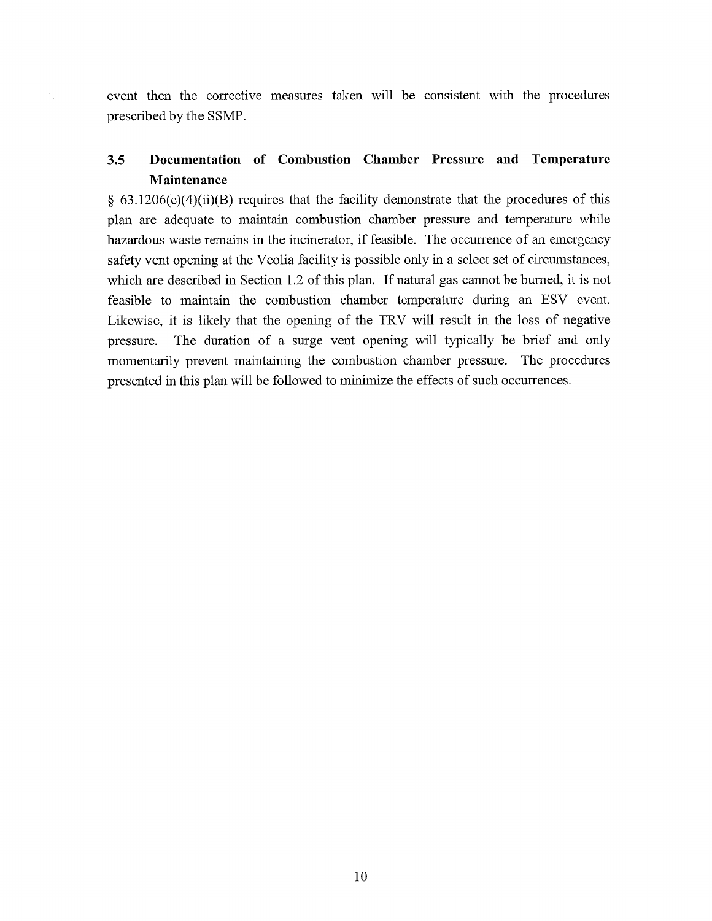event then the corrective measures taken will be consistent with the procedures prescribed by the SSMP.

### 3.5 Documentation of Combustion Chamber Pressure and Temperature Maintenance

§ 63.1206(c)(4)(ii)(B) requires that the facility demonstrate that the procedures of this plan are adequate to maintain combustion chamber pressure and temperature while hazardous waste remains in the incinerator, if feasible. The occurrence of an emergency safety vent opening at the Veolia facility is possible only in a select set of circumstances, which are described in Section 1.2 of this plan. If natural gas cannot be burned, it is not feasible to maintain the combustion chamber temperature during an ESV event. Likewise, it is likely that the opening of the TRV will result in the loss of negative pressure. The duration of a surge vent opening will typically be brief and only momentarily prevent maintaining the combustion chamber pressure. The procedures presented in this plan will be followed to minimize the effects of such occurrences.